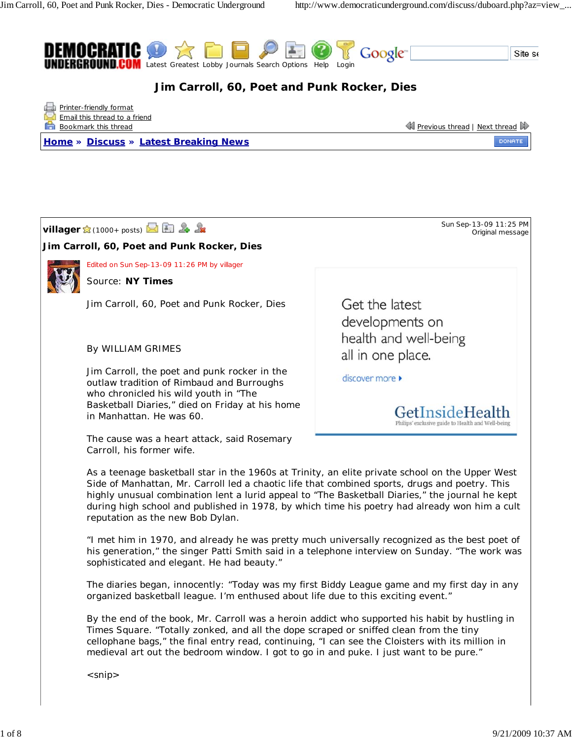# Jim Carroll, 60, Poet and Punk Rocker, Dies

Printer-friendly format
Email this thread to a friend
Bookmark this thread

Previous thread | Next thread

**Home » Discuss » Latest Breaking News**

**villager** (1000+ posts) — Sun Sep-13-09 11:25 PM — Original message

## Jim Carroll, 60, Poet and Punk Rocker, Dies

Edited on Sun Sep-13-09 11:26 PM by villager

Source: **NY Times**

Jim Carroll, 60, Poet and Punk Rocker, Dies

By WILLIAM GRIMES

Jim Carroll, the poet and punk rocker in the outlaw tradition of Rimbaud and Burroughs who chronicled his wild youth in "The Basketball Diaries," died on Friday at his home in Manhattan. He was 60.

The cause was a heart attack, said Rosemary Carroll, his former wife.

As a teenage basketball star in the 1960s at Trinity, an elite private school on the Upper West Side of Manhattan, Mr. Carroll led a chaotic life that combined sports, drugs and poetry. This highly unusual combination lent a lurid appeal to "The Basketball Diaries," the journal he kept during high school and published in 1978, by which time his poetry had already won him a cult reputation as the new Bob Dylan.

"I met him in 1970, and already he was pretty much universally recognized as the best poet of his generation," the singer Patti Smith said in a telephone interview on Sunday. "The work was sophisticated and elegant. He had beauty."

The diaries began, innocently: "Today was my first Biddy League game and my first day in any organized basketball league. I'm enthused about life due to this exciting event."

By the end of the book, Mr. Carroll was a heroin addict who supported his habit by hustling in Times Square. "Totally zonked, and all the dope scraped or sniffed clean from the tiny cellophane bags," the final entry read, continuing, "I can see the Cloisters with its million in medieval art out the bedroom window. I got to go in and puke. I just want to be pure."

<snip>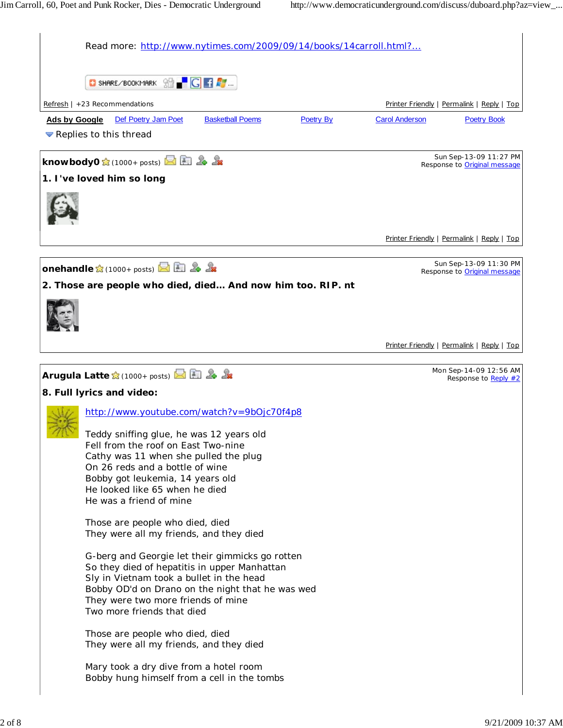Read more: http://www.nytimes.com/2009/09/14/books/14carroll.html?...

SHARE/BOOKMARK

Refresh | +23 Recommendations

Printer Friendly | Permalink | Reply | Top

**Ads by Google** Def Poetry Jam Poet Basketball Poems Poetry By Carol Anderson Poetry Book

Replies to this thread

---

**knowbody0** (1000+ posts)

Sun Sep-13-09 11:27 PM
Response to Original message

**1. I've loved him so long**

Printer Friendly | Permalink | Reply | Top

---

**onehandle** (1000+ posts)

Sun Sep-13-09 11:30 PM
Response to Original message

**2. Those are people who died, died... And now him too. RIP. nt**

Printer Friendly | Permalink | Reply | Top

---

**Arugula Latte** (1000+ posts)

Mon Sep-14-09 12:56 AM
Response to Reply #2

**8. Full lyrics and video:**

http://www.youtube.com/watch?v=9bOjc70f4p8

Teddy sniffing glue, he was 12 years old
Fell from the roof on East Two-nine
Cathy was 11 when she pulled the plug
On 26 reds and a bottle of wine
Bobby got leukemia, 14 years old
He looked like 65 when he died
He was a friend of mine

Those are people who died, died
They were all my friends, and they died

G-berg and Georgie let their gimmicks go rotten
So they died of hepatitis in upper Manhattan
Sly in Vietnam took a bullet in the head
Bobby OD'd on Drano on the night that he was wed
They were two more friends of mine
Two more friends that died

Those are people who died, died
They were all my friends, and they died

Mary took a dry dive from a hotel room
Bobby hung himself from a cell in the tombs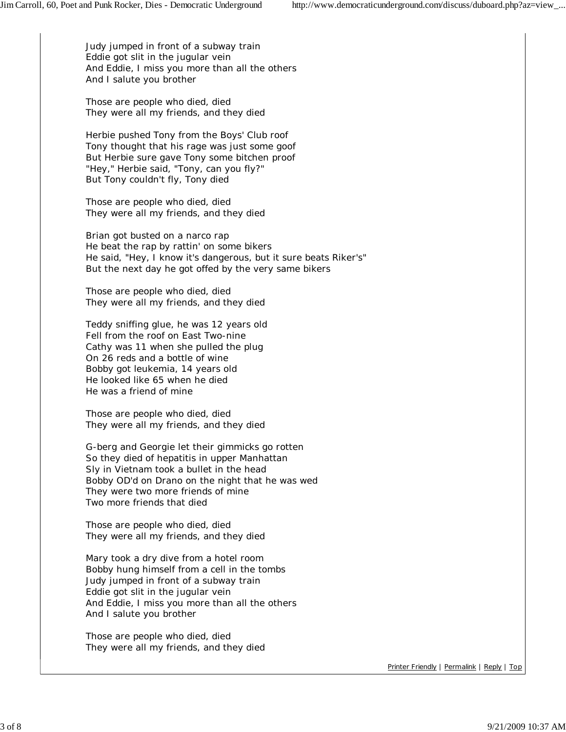Judy jumped in front of a subway train
Eddie got slit in the jugular vein
And Eddie, I miss you more than all the others
And I salute you brother

Those are people who died, died
They were all my friends, and they died

Herbie pushed Tony from the Boys' Club roof
Tony thought that his rage was just some goof
But Herbie sure gave Tony some bitchen proof
"Hey," Herbie said, "Tony, can you fly?"
But Tony couldn't fly, Tony died

Those are people who died, died
They were all my friends, and they died

Brian got busted on a narco rap
He beat the rap by rattin' on some bikers
He said, "Hey, I know it's dangerous, but it sure beats Riker's"
But the next day he got offed by the very same bikers

Those are people who died, died
They were all my friends, and they died

Teddy sniffing glue, he was 12 years old
Fell from the roof on East Two-nine
Cathy was 11 when she pulled the plug
On 26 reds and a bottle of wine
Bobby got leukemia, 14 years old
He looked like 65 when he died
He was a friend of mine

Those are people who died, died
They were all my friends, and they died

G-berg and Georgie let their gimmicks go rotten
So they died of hepatitis in upper Manhattan
Sly in Vietnam took a bullet in the head
Bobby OD'd on Drano on the night that he was wed
They were two more friends of mine
Two more friends that died

Those are people who died, died
They were all my friends, and they died

Mary took a dry dive from a hotel room
Bobby hung himself from a cell in the tombs
Judy jumped in front of a subway train
Eddie got slit in the jugular vein
And Eddie, I miss you more than all the others
And I salute you brother

Those are people who died, died
They were all my friends, and they died

Printer Friendly | Permalink | Reply | Top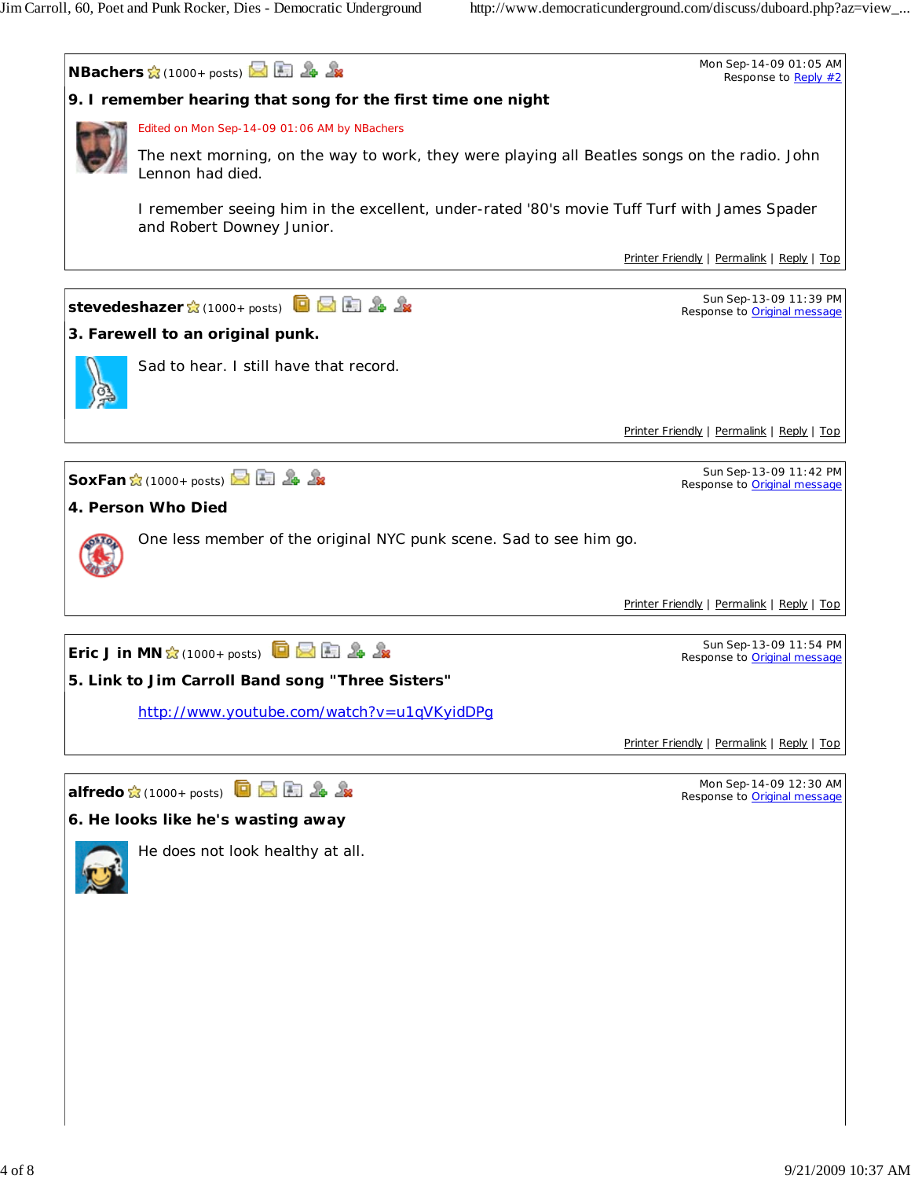**NBachers** (1000+ posts) — Mon Sep-14-09 01:05 AM
Response to Reply #2

### 9. I remember hearing that song for the first time one night

Edited on Mon Sep-14-09 01:06 AM by NBachers

The next morning, on the way to work, they were playing all Beatles songs on the radio. John Lennon had died.

I remember seeing him in the excellent, under-rated '80's movie Tuff Turf with James Spader and Robert Downey Junior.

Printer Friendly | Permalink | Reply | Top

---

**stevedeshazer** (1000+ posts) — Sun Sep-13-09 11:39 PM
Response to Original message

### 3. Farewell to an original punk.

Sad to hear. I still have that record.

Printer Friendly | Permalink | Reply | Top

---

**SoxFan** (1000+ posts) — Sun Sep-13-09 11:42 PM
Response to Original message

### 4. Person Who Died

One less member of the original NYC punk scene. Sad to see him go.

Printer Friendly | Permalink | Reply | Top

---

**Eric J in MN** (1000+ posts) — Sun Sep-13-09 11:54 PM
Response to Original message

### 5. Link to Jim Carroll Band song "Three Sisters"

http://www.youtube.com/watch?v=u1qVKyidDPg

Printer Friendly | Permalink | Reply | Top

---

**alfredo** (1000+ posts) — Mon Sep-14-09 12:30 AM
Response to Original message

### 6. He looks like he's wasting away

He does not look healthy at all.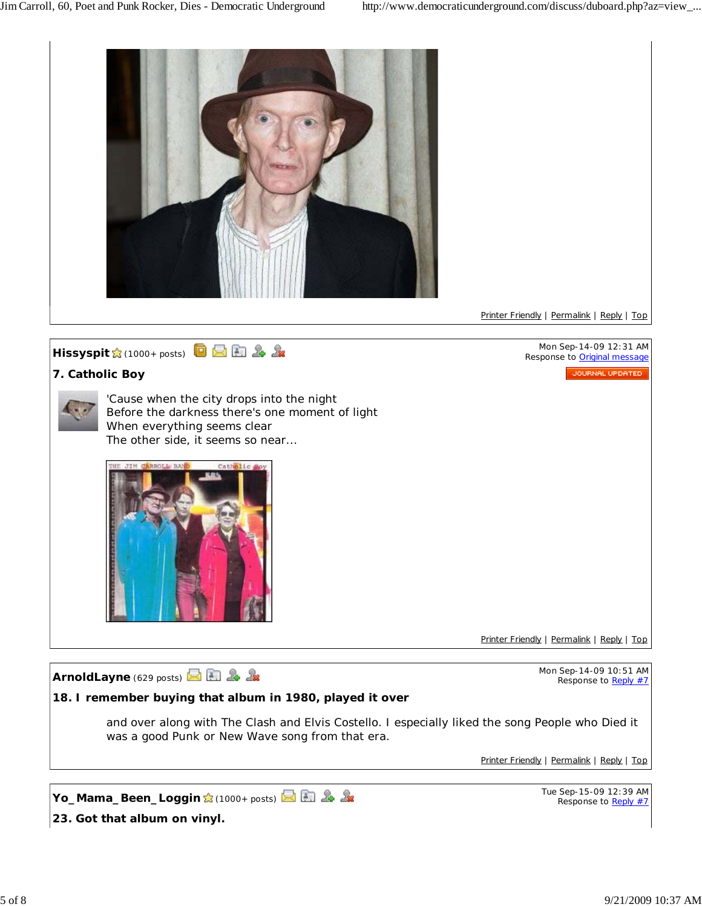Printer Friendly | Permalink | Reply | Top

**Hissyspit** (1000+ posts)

Mon Sep-14-09 12:31 AM
Response to Original message

JOURNAL UPDATED

**7. Catholic Boy**

'Cause when the city drops into the night
Before the darkness there's one moment of light
When everything seems clear
The other side, it seems so near...

Printer Friendly | Permalink | Reply | Top

**ArnoldLayne** (629 posts)

Mon Sep-14-09 10:51 AM
Response to Reply #7

**18. I remember buying that album in 1980, played it over**

and over along with The Clash and Elvis Costello. I especially liked the song People who Died it was a good Punk or New Wave song from that era.

Printer Friendly | Permalink | Reply | Top

**Yo_Mama_Been_Loggin** (1000+ posts)

Tue Sep-15-09 12:39 AM
Response to Reply #7

**23. Got that album on vinyl.**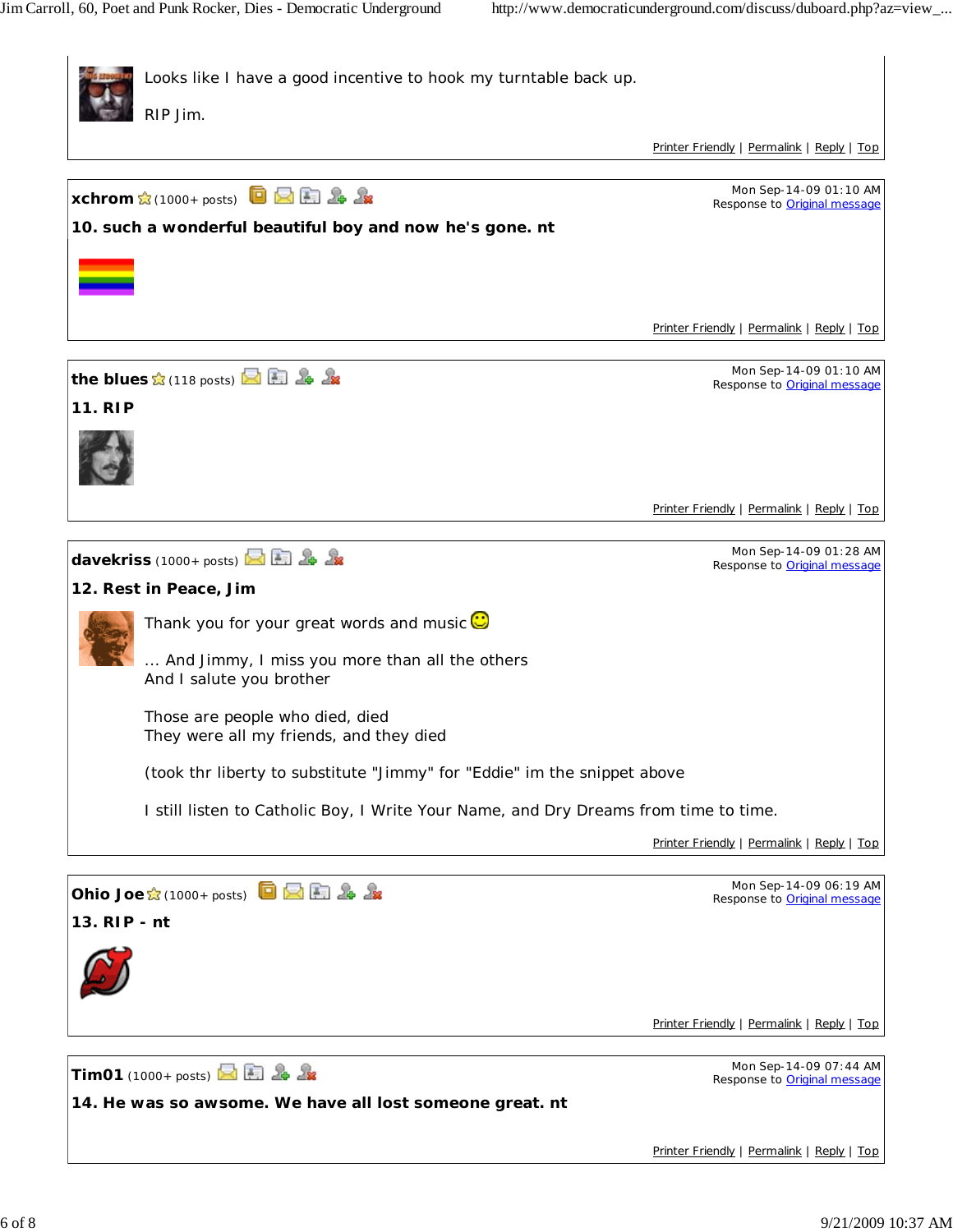Looks like I have a good incentive to hook my turntable back up.

RIP Jim.

Printer Friendly | Permalink | Reply | Top

---

**xchrom** (1000+ posts) Mon Sep-14-09 01:10 AM
Response to Original message

**10. such a wonderful beautiful boy and now he's gone. nt**

Printer Friendly | Permalink | Reply | Top

---

**the blues** (118 posts) Mon Sep-14-09 01:10 AM
Response to Original message

**11. RIP**

Printer Friendly | Permalink | Reply | Top

---

**davekriss** (1000+ posts) Mon Sep-14-09 01:28 AM
Response to Original message

**12. Rest in Peace, Jim**

Thank you for your great words and music

... And Jimmy, I miss you more than all the others
And I salute you brother

Those are people who died, died
They were all my friends, and they died

(took thr liberty to substitute "Jimmy" for "Eddie" im the snippet above

I still listen to Catholic Boy, I Write Your Name, and Dry Dreams from time to time.

Printer Friendly | Permalink | Reply | Top

---

**Ohio Joe** (1000+ posts) Mon Sep-14-09 06:19 AM
Response to Original message

**13. RIP - nt**

Printer Friendly | Permalink | Reply | Top

---

**Tim01** (1000+ posts) Mon Sep-14-09 07:44 AM
Response to Original message

**14. He was so awsome. We have all lost someone great. nt**

Printer Friendly | Permalink | Reply | Top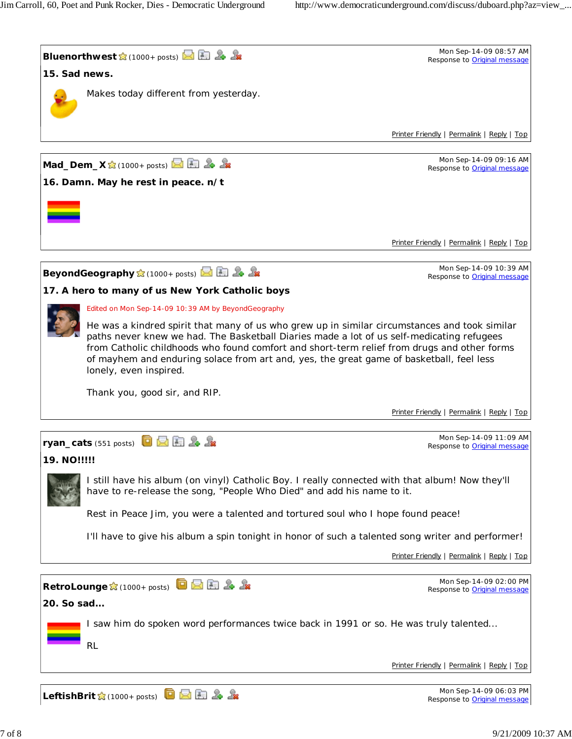**Bluenorthwest** (1000+ posts) — Mon Sep-14-09 08:57 AM
Response to Original message

**15. Sad news.**

Makes today different from yesterday.

Printer Friendly | Permalink | Reply | Top

---

**Mad_Dem_X** (1000+ posts) — Mon Sep-14-09 09:16 AM
Response to Original message

**16. Damn. May he rest in peace. n/t**

Printer Friendly | Permalink | Reply | Top

---

**BeyondGeography** (1000+ posts) — Mon Sep-14-09 10:39 AM
Response to Original message

**17. A hero to many of us New York Catholic boys**

Edited on Mon Sep-14-09 10:39 AM by BeyondGeography

He was a kindred spirit that many of us who grew up in similar circumstances and took similar paths never knew we had. The Basketball Diaries made a lot of us self-medicating refugees from Catholic childhoods who found comfort and short-term relief from drugs and other forms of mayhem and enduring solace from art and, yes, the great game of basketball, feel less lonely, even inspired.

Thank you, good sir, and RIP.

Printer Friendly | Permalink | Reply | Top

---

**ryan_cats** (551 posts) — Mon Sep-14-09 11:09 AM
Response to Original message

**19. NO!!!!!**

I still have his album (on vinyl) Catholic Boy. I really connected with that album! Now they'll have to re-release the song, "People Who Died" and add his name to it.

Rest in Peace Jim, you were a talented and tortured soul who I hope found peace!

I'll have to give his album a spin tonight in honor of such a talented song writer and performer!

Printer Friendly | Permalink | Reply | Top

---

**RetroLounge** (1000+ posts) — Mon Sep-14-09 02:00 PM
Response to Original message

**20. So sad...**

I saw him do spoken word performances twice back in 1991 or so. He was truly talented...

RL

Printer Friendly | Permalink | Reply | Top

---

**LeftishBrit** (1000+ posts) — Mon Sep-14-09 06:03 PM
Response to Original message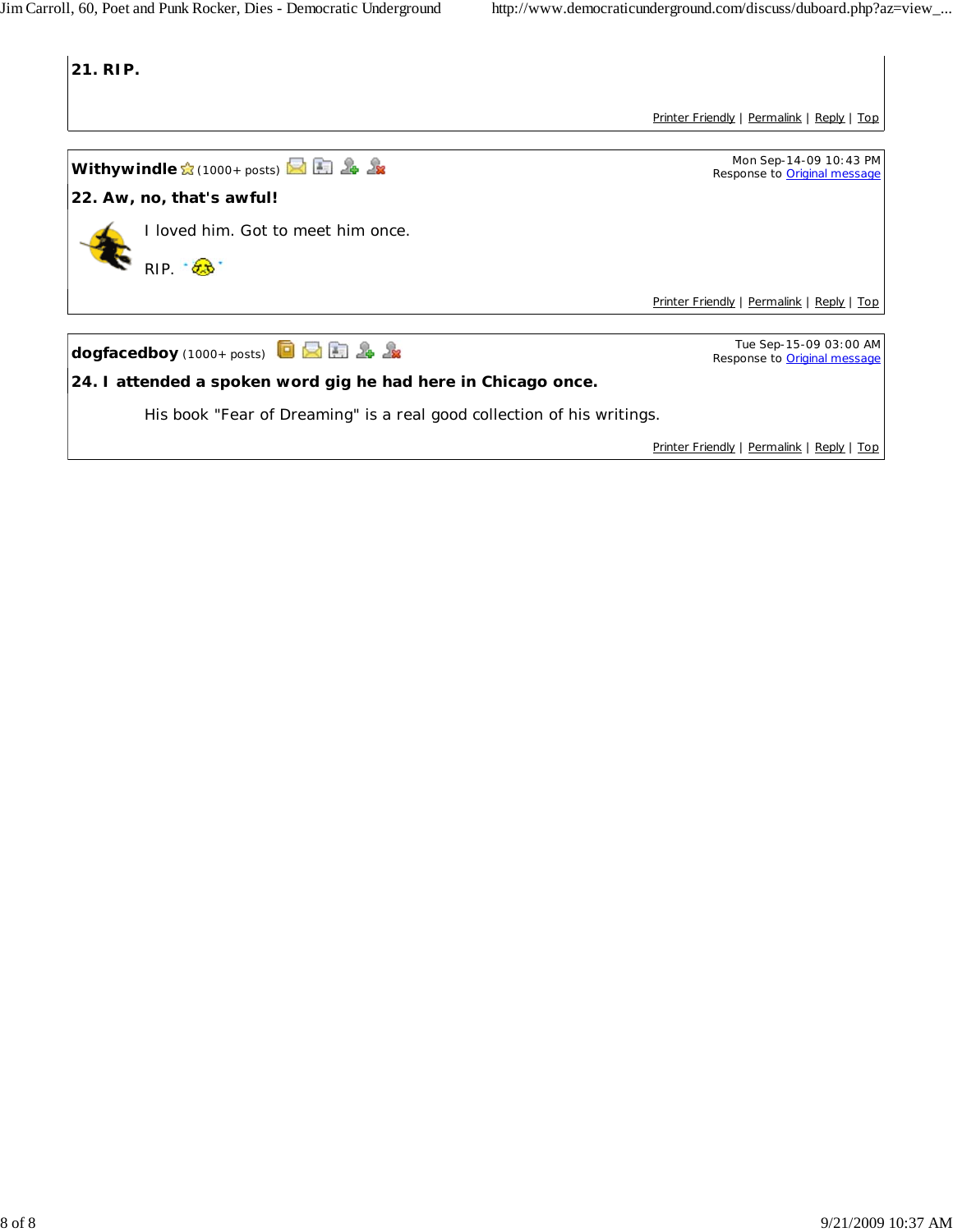**21. RIP.**

Printer Friendly | Permalink | Reply | Top

---

**Withywindle** (1000+ posts)

Mon Sep-14-09 10:43 PM
Response to Original message

**22. Aw, no, that's awful!**

I loved him. Got to meet him once.

RIP.

Printer Friendly | Permalink | Reply | Top

---

**dogfacedboy** (1000+ posts)

Tue Sep-15-09 03:00 AM
Response to Original message

**24. I attended a spoken word gig he had here in Chicago once.**

His book "Fear of Dreaming" is a real good collection of his writings.

Printer Friendly | Permalink | Reply | Top